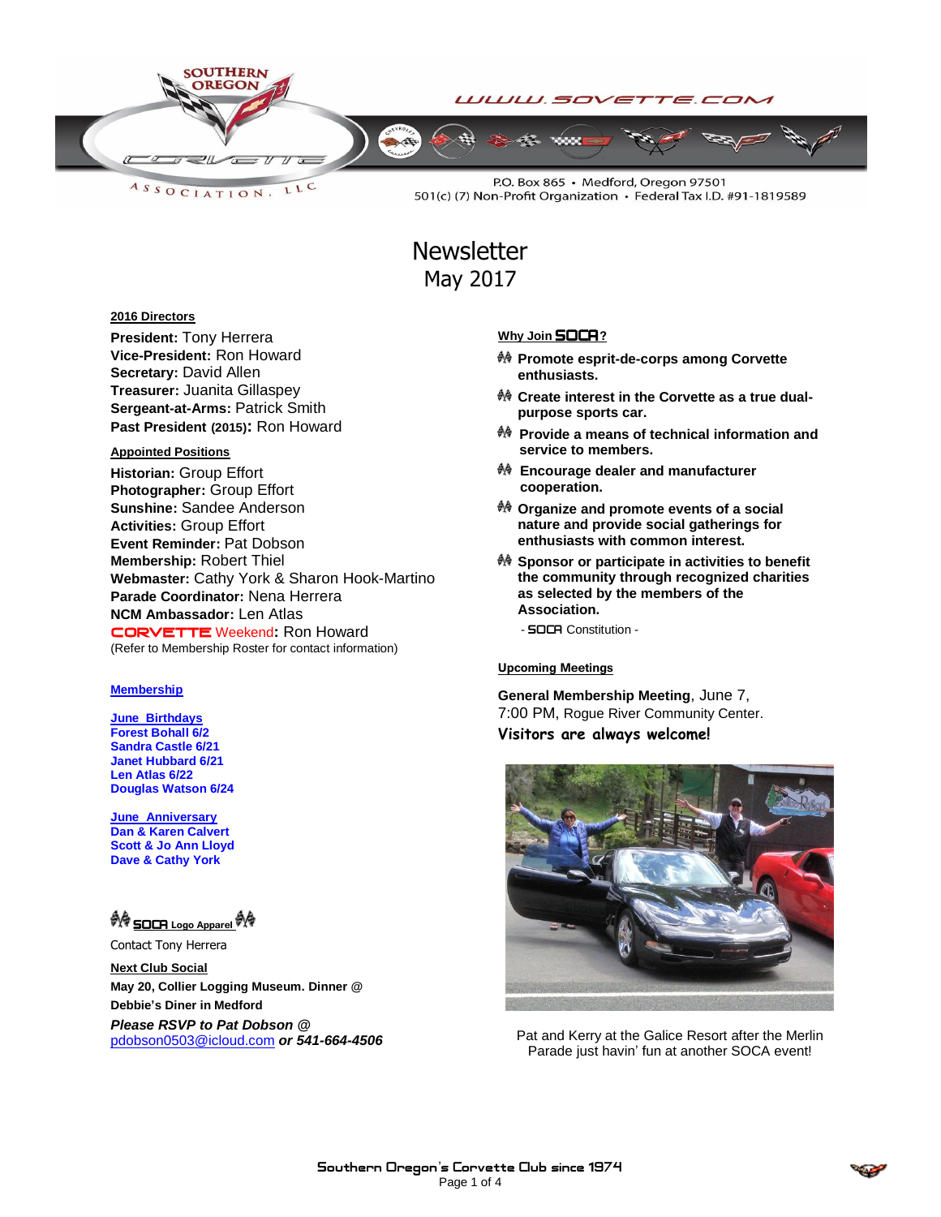SOUTHERN OREGON CORVETTE ASSOCIATION, LLC

WWW.SOVETTE.COM

P.O. Box 865 • Medford, Oregon 97501
501(c) (7) Non-Profit Organization • Federal Tax I.D. #91-1819589

# Newsletter
## May 2017

**2016 Directors**

**President:** Tony Herrera
**Vice-President:** Ron Howard
**Secretary:** David Allen
**Treasurer:** Juanita Gillaspey
**Sergeant-at-Arms:** Patrick Smith
**Past President (2015):** Ron Howard

**Appointed Positions**

**Historian:** Group Effort
**Photographer:** Group Effort
**Sunshine:** Sandee Anderson
**Activities:** Group Effort
**Event Reminder:** Pat Dobson
**Membership:** Robert Thiel
**Webmaster:** Cathy York & Sharon Hook-Martino
**Parade Coordinator:** Nena Herrera
**NCM Ambassador:** Len Atlas
**CORVETTE Weekend:** Ron Howard
(Refer to Membership Roster for contact information)

**Membership**

**June Birthdays**
**Forest Bohall 6/2**
**Sandra Castle 6/21**
**Janet Hubbard 6/21**
**Len Atlas 6/22**
**Douglas Watson 6/24**

**June Anniversary**
**Dan & Karen Calvert**
**Scott & Jo Ann Lloyd**
**Dave & Cathy York**

**SOCA Logo Apparel**

Contact Tony Herrera

**Next Club Social**

**May 20, Collier Logging Museum. Dinner @ Debbie's Diner in Medford**

***Please RSVP to Pat Dobson @*** pdobson0503@icloud.com ***or 541-664-4506***

**Why Join SOCA?**

- **Promote esprit-de-corps among Corvette enthusiasts.**
- **Create interest in the Corvette as a true dual-purpose sports car.**
- **Provide a means of technical information and service to members.**
- **Encourage dealer and manufacturer cooperation.**
- **Organize and promote events of a social nature and provide social gatherings for enthusiasts with common interest.**
- **Sponsor or participate in activities to benefit the community through recognized charities as selected by the members of the Association.**

- SOCA Constitution -

**Upcoming Meetings**

**General Membership Meeting**, June 7, 7:00 PM, Rogue River Community Center.

**Visitors are always welcome!**

Pat and Kerry at the Galice Resort after the Merlin Parade just havin' fun at another SOCA event!

Southern Oregon's Corvette Club since 1974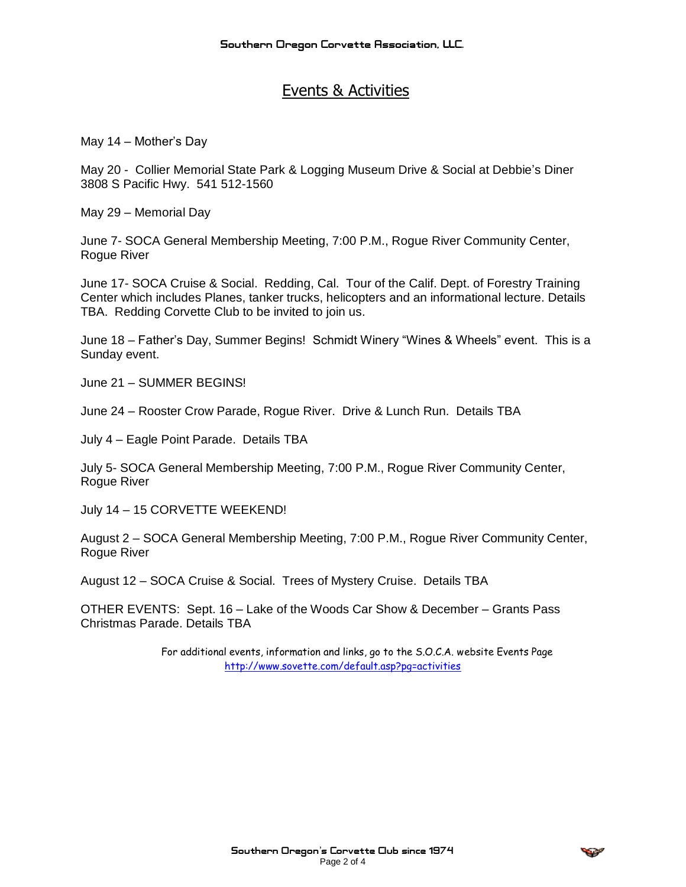# Events & Activities

May 14 – Mother's Day

May 20 - Collier Memorial State Park & Logging Museum Drive & Social at Debbie's Diner 3808 S Pacific Hwy. 541 512-1560

May 29 – Memorial Day

June 7- SOCA General Membership Meeting, 7:00 P.M., Rogue River Community Center, Rogue River

June 17- SOCA Cruise & Social. Redding, Cal. Tour of the Calif. Dept. of Forestry Training Center which includes Planes, tanker trucks, helicopters and an informational lecture. Details TBA. Redding Corvette Club to be invited to join us.

June 18 – Father's Day, Summer Begins! Schmidt Winery "Wines & Wheels" event. This is a Sunday event.

June 21 – SUMMER BEGINS!

June 24 – Rooster Crow Parade, Rogue River. Drive & Lunch Run. Details TBA

July 4 – Eagle Point Parade. Details TBA

July 5- SOCA General Membership Meeting, 7:00 P.M., Rogue River Community Center, Rogue River

July 14 – 15 CORVETTE WEEKEND!

August 2 – SOCA General Membership Meeting, 7:00 P.M., Rogue River Community Center, Rogue River

August 12 – SOCA Cruise & Social. Trees of Mystery Cruise. Details TBA

OTHER EVENTS: Sept. 16 – Lake of the Woods Car Show & December – Grants Pass Christmas Parade. Details TBA

For additional events, information and links, go to the S.O.C.A. website Events Page
http://www.sovette.com/default.asp?pg=activities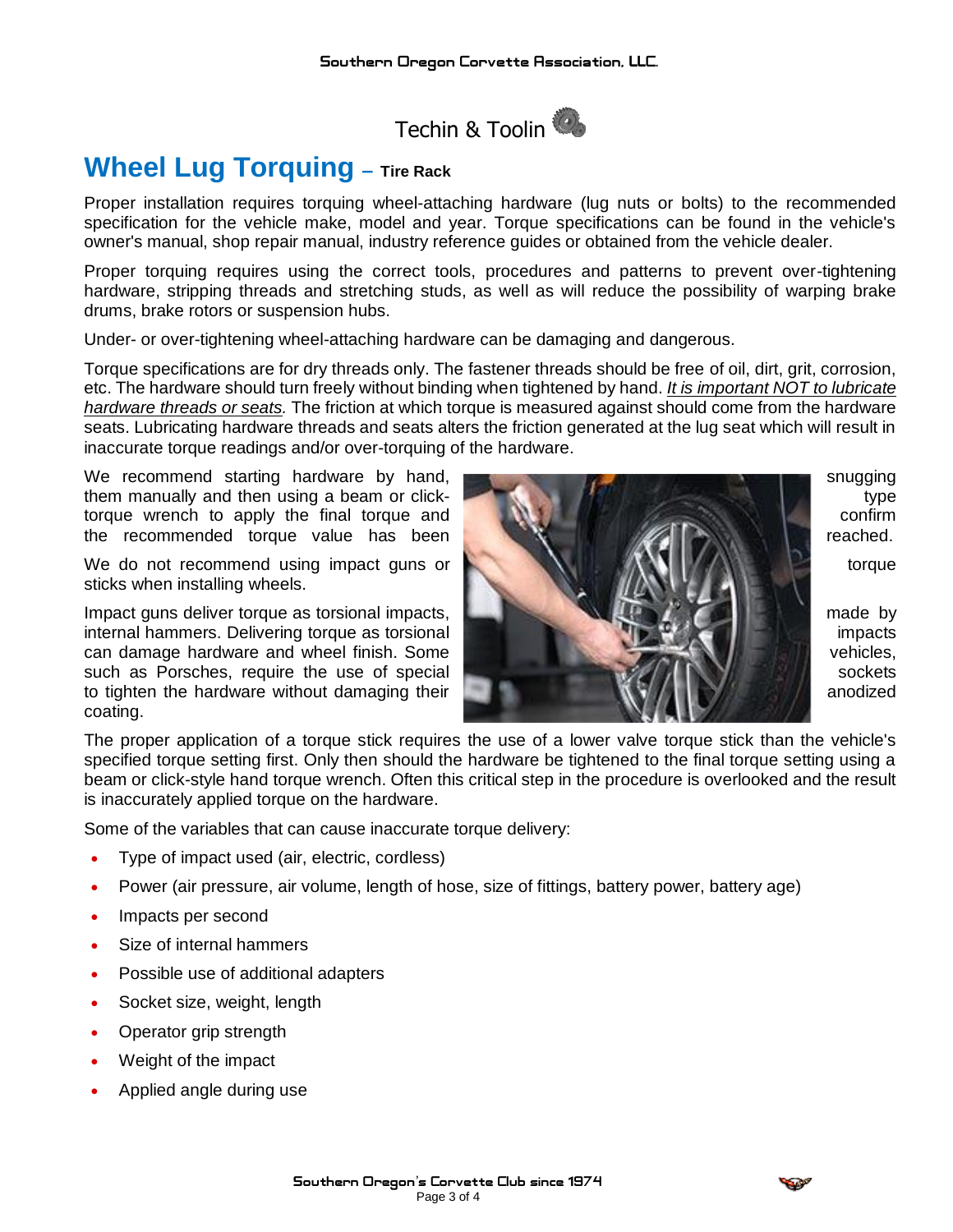Techin & Toolin

# Wheel Lug Torquing – Tire Rack

Proper installation requires torquing wheel-attaching hardware (lug nuts or bolts) to the recommended specification for the vehicle make, model and year. Torque specifications can be found in the vehicle's owner's manual, shop repair manual, industry reference guides or obtained from the vehicle dealer.

Proper torquing requires using the correct tools, procedures and patterns to prevent over-tightening hardware, stripping threads and stretching studs, as well as will reduce the possibility of warping brake drums, brake rotors or suspension hubs.

Under- or over-tightening wheel-attaching hardware can be damaging and dangerous.

Torque specifications are for dry threads only. The fastener threads should be free of oil, dirt, grit, corrosion, etc. The hardware should turn freely without binding when tightened by hand. *It is important NOT to lubricate hardware threads or seats.* The friction at which torque is measured against should come from the hardware seats. Lubricating hardware threads and seats alters the friction generated at the lug seat which will result in inaccurate torque readings and/or over-torquing of the hardware.

We recommend starting hardware by hand, snugging them manually and then using a beam or click-type torque wrench to apply the final torque and confirm the recommended torque value has been reached.

We do not recommend using impact guns or torque sticks when installing wheels.

Impact guns deliver torque as torsional impacts, made by internal hammers. Delivering torque as torsional impacts can damage hardware and wheel finish. Some vehicles, such as Porsches, require the use of special sockets to tighten the hardware without damaging their anodized coating.

The proper application of a torque stick requires the use of a lower valve torque stick than the vehicle's specified torque setting first. Only then should the hardware be tightened to the final torque setting using a beam or click-style hand torque wrench. Often this critical step in the procedure is overlooked and the result is inaccurately applied torque on the hardware.

Some of the variables that can cause inaccurate torque delivery:

- Type of impact used (air, electric, cordless)
- Power (air pressure, air volume, length of hose, size of fittings, battery power, battery age)
- Impacts per second
- Size of internal hammers
- Possible use of additional adapters
- Socket size, weight, length
- Operator grip strength
- Weight of the impact
- Applied angle during use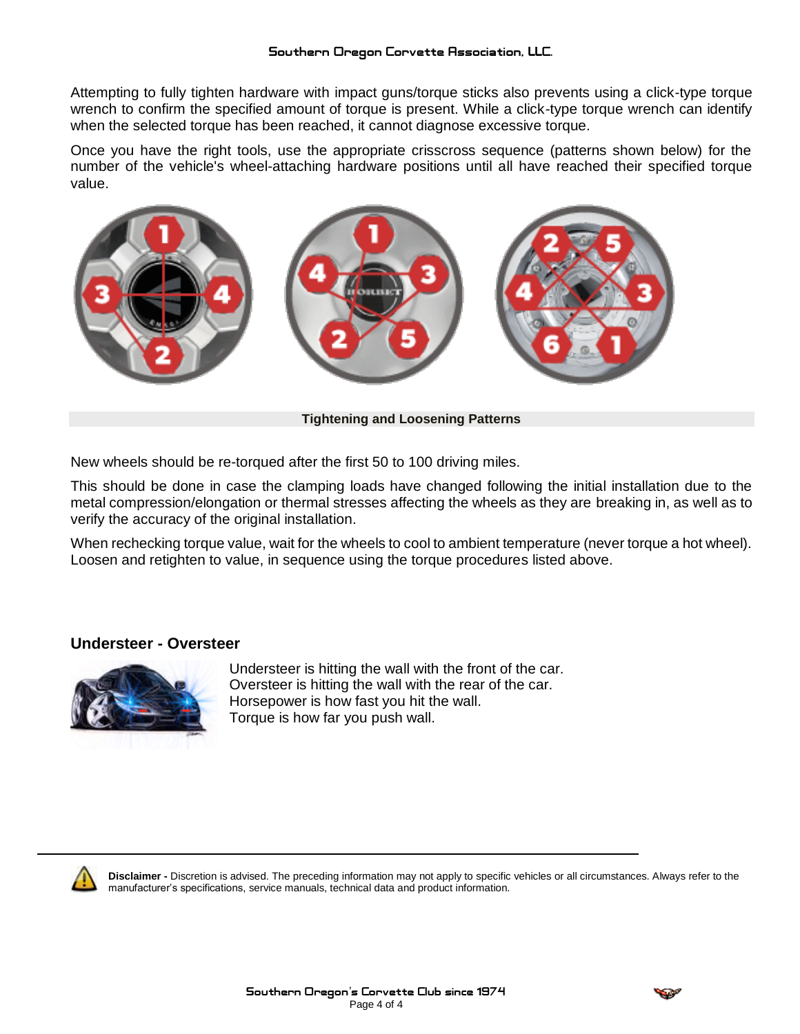Attempting to fully tighten hardware with impact guns/torque sticks also prevents using a click-type torque wrench to confirm the specified amount of torque is present. While a click-type torque wrench can identify when the selected torque has been reached, it cannot diagnose excessive torque.

Once you have the right tools, use the appropriate crisscross sequence (patterns shown below) for the number of the vehicle's wheel-attaching hardware positions until all have reached their specified torque value.

**Tightening and Loosening Patterns**

New wheels should be re-torqued after the first 50 to 100 driving miles.

This should be done in case the clamping loads have changed following the initial installation due to the metal compression/elongation or thermal stresses affecting the wheels as they are breaking in, as well as to verify the accuracy of the original installation.

When rechecking torque value, wait for the wheels to cool to ambient temperature (never torque a hot wheel). Loosen and retighten to value, in sequence using the torque procedures listed above.

## Understeer - Oversteer

Understeer is hitting the wall with the front of the car.
Oversteer is hitting the wall with the rear of the car.
Horsepower is how fast you hit the wall.
Torque is how far you push wall.

**Disclaimer -** Discretion is advised. The preceding information may not apply to specific vehicles or all circumstances. Always refer to the manufacturer's specifications, service manuals, technical data and product information.